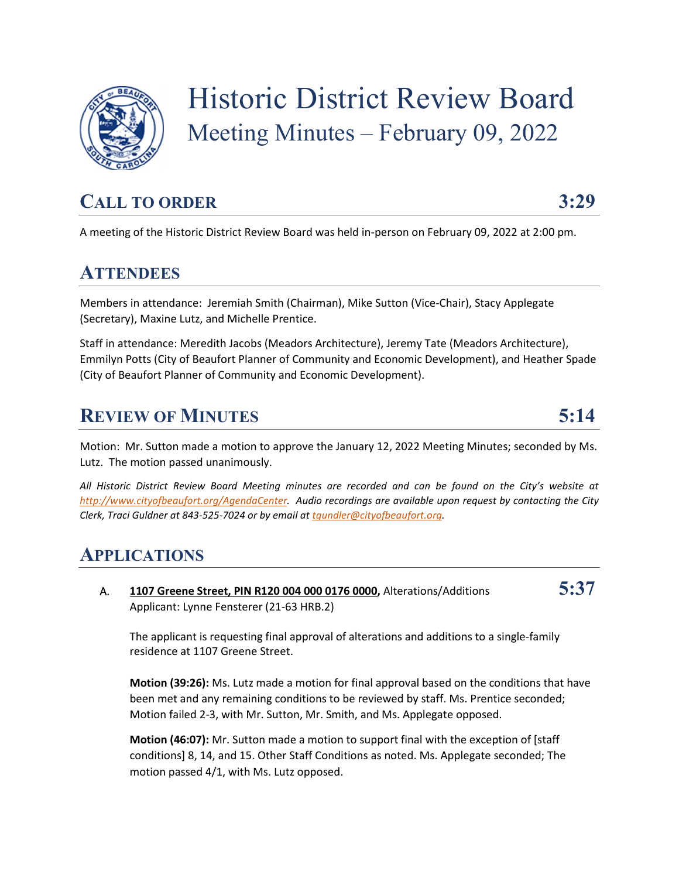# Historic District Review Board

## Meeting Minutes – February 09, 2022

## CALL TO ORDER 3:29

A meeting of the Historic District Review Board was held in-person on February 09, 2022 at 2:00 pm.

## ATTENDEES

Members in attendance: Jeremiah Smith (Chairman), Mike Sutton (Vice-Chair), Stacy Applegate (Secretary), Maxine Lutz, and Michelle Prentice.

Staff in attendance: Meredith Jacobs (Meadors Architecture), Jeremy Tate (Meadors Architecture), Emmilyn Potts (City of Beaufort Planner of Community and Economic Development), and Heather Spade (City of Beaufort Planner of Community and Economic Development).

## REVIEW OF MINUTES 5:14

Motion: Mr. Sutton made a motion to approve the January 12, 2022 Meeting Minutes; seconded by Ms. Lutz. The motion passed unanimously.

*All Historic District Review Board Meeting minutes are recorded and can be found on the City's website at http://www.cityofbeaufort.org/AgendaCenter. Audio recordings are available upon request by contacting the City Clerk, Traci Guldner at 843-525-7024 or by email at tgundler@cityofbeaufort.org.*

## APPLICATIONS

A. **1107 Greene Street, PIN R120 004 000 0176 0000,** Alterations/Additions **5:37**
Applicant: Lynne Fensterer (21-63 HRB.2)

The applicant is requesting final approval of alterations and additions to a single-family residence at 1107 Greene Street.

**Motion (39:26):** Ms. Lutz made a motion for final approval based on the conditions that have been met and any remaining conditions to be reviewed by staff. Ms. Prentice seconded; Motion failed 2-3, with Mr. Sutton, Mr. Smith, and Ms. Applegate opposed.

**Motion (46:07):** Mr. Sutton made a motion to support final with the exception of [staff conditions] 8, 14, and 15. Other Staff Conditions as noted. Ms. Applegate seconded; The motion passed 4/1, with Ms. Lutz opposed.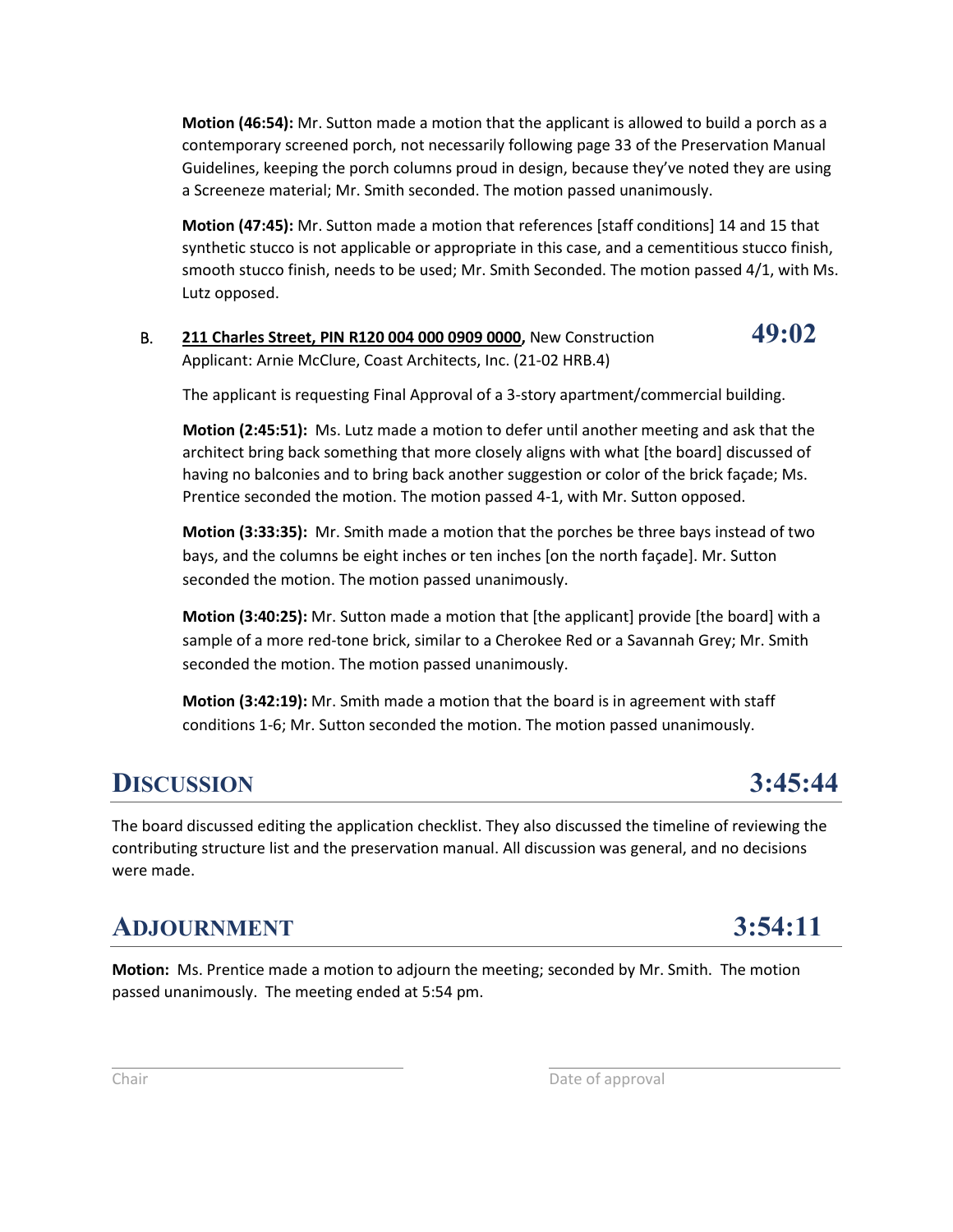**Motion (46:54):** Mr. Sutton made a motion that the applicant is allowed to build a porch as a contemporary screened porch, not necessarily following page 33 of the Preservation Manual Guidelines, keeping the porch columns proud in design, because they've noted they are using a Screeneze material; Mr. Smith seconded. The motion passed unanimously.

**Motion (47:45):** Mr. Sutton made a motion that references [staff conditions] 14 and 15 that synthetic stucco is not applicable or appropriate in this case, and a cementitious stucco finish, smooth stucco finish, needs to be used; Mr. Smith Seconded. The motion passed 4/1, with Ms. Lutz opposed.

B. **211 Charles Street, PIN R120 004 000 0909 0000,** New Construction **49:02**
Applicant: Arnie McClure, Coast Architects, Inc. (21-02 HRB.4)

The applicant is requesting Final Approval of a 3-story apartment/commercial building.

**Motion (2:45:51):** Ms. Lutz made a motion to defer until another meeting and ask that the architect bring back something that more closely aligns with what [the board] discussed of having no balconies and to bring back another suggestion or color of the brick façade; Ms. Prentice seconded the motion. The motion passed 4-1, with Mr. Sutton opposed.

**Motion (3:33:35):** Mr. Smith made a motion that the porches be three bays instead of two bays, and the columns be eight inches or ten inches [on the north façade]. Mr. Sutton seconded the motion. The motion passed unanimously.

**Motion (3:40:25):** Mr. Sutton made a motion that [the applicant] provide [the board] with a sample of a more red-tone brick, similar to a Cherokee Red or a Savannah Grey; Mr. Smith seconded the motion. The motion passed unanimously.

**Motion (3:42:19):** Mr. Smith made a motion that the board is in agreement with staff conditions 1-6; Mr. Sutton seconded the motion. The motion passed unanimously.

## DISCUSSION 3:45:44

The board discussed editing the application checklist. They also discussed the timeline of reviewing the contributing structure list and the preservation manual. All discussion was general, and no decisions were made.

## ADJOURNMENT 3:54:11

**Motion:** Ms. Prentice made a motion to adjourn the meeting; seconded by Mr. Smith. The motion passed unanimously. The meeting ended at 5:54 pm.

Chair

Date of approval